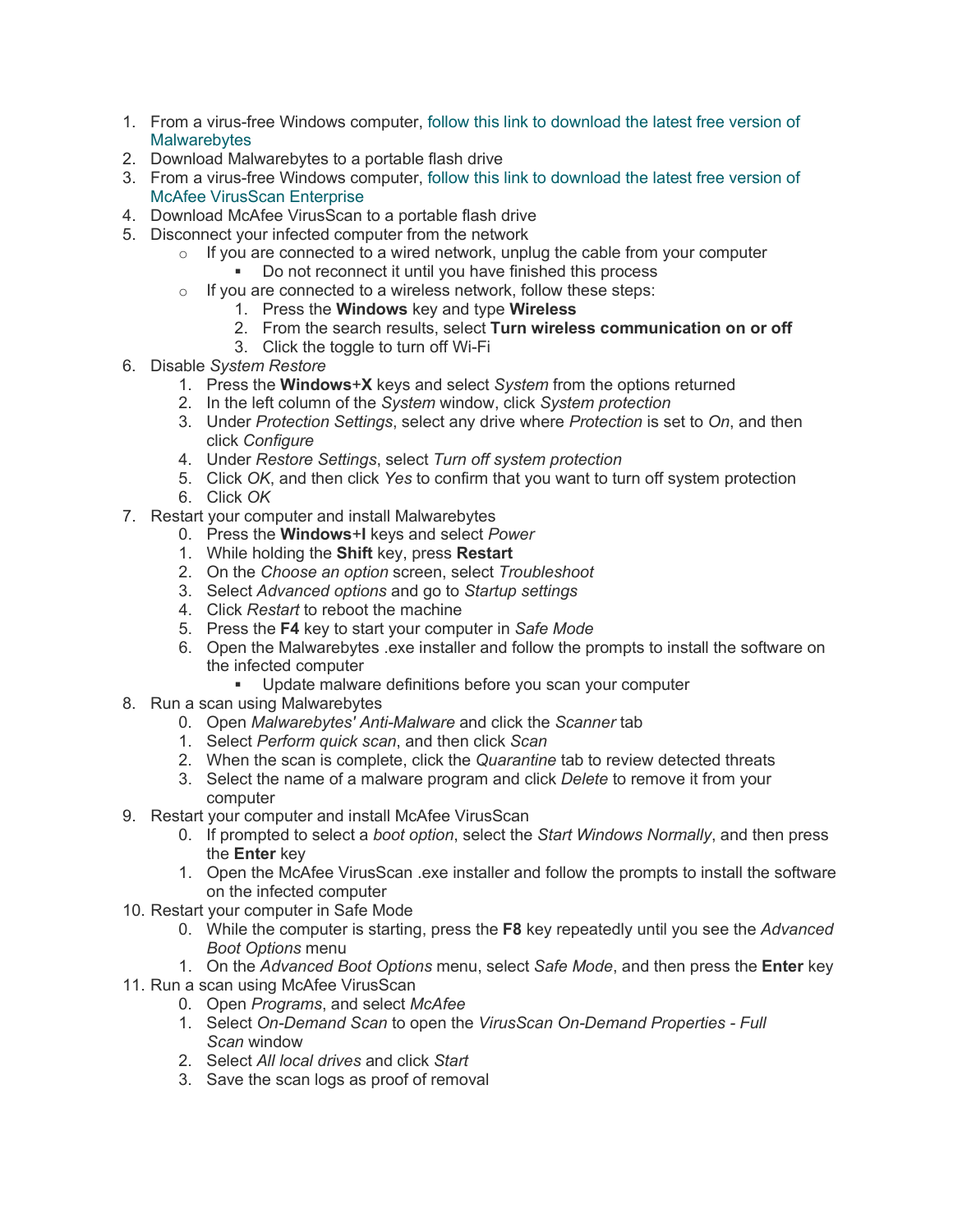1. From a virus-free Windows computer, follow this link to download the latest free version of Malwarebytes
2. Download Malwarebytes to a portable flash drive
3. From a virus-free Windows computer, follow this link to download the latest free version of McAfee VirusScan Enterprise
4. Download McAfee VirusScan to a portable flash drive
5. Disconnect your infected computer from the network
   - If you are connected to a wired network, unplug the cable from your computer
     - Do not reconnect it until you have finished this process
   - If you are connected to a wireless network, follow these steps:
     1. Press the **Windows** key and type **Wireless**
     2. From the search results, select **Turn wireless communication on or off**
     3. Click the toggle to turn off Wi-Fi
6. Disable *System Restore*
   1. Press the **Windows**+**X** keys and select *System* from the options returned
   2. In the left column of the *System* window, click *System protection*
   3. Under *Protection Settings*, select any drive where *Protection* is set to *On*, and then click *Configure*
   4. Under *Restore Settings*, select *Turn off system protection*
   5. Click *OK*, and then click *Yes* to confirm that you want to turn off system protection
   6. Click *OK*
7. Restart your computer and install Malwarebytes
   0. Press the **Windows**+**I** keys and select *Power*
   1. While holding the **Shift** key, press **Restart**
   2. On the *Choose an option* screen, select *Troubleshoot*
   3. Select *Advanced options* and go to *Startup settings*
   4. Click *Restart* to reboot the machine
   5. Press the **F4** key to start your computer in *Safe Mode*
   6. Open the Malwarebytes .exe installer and follow the prompts to install the software on the infected computer
      - Update malware definitions before you scan your computer
8. Run a scan using Malwarebytes
   0. Open *Malwarebytes' Anti-Malware* and click the *Scanner* tab
   1. Select *Perform quick scan*, and then click *Scan*
   2. When the scan is complete, click the *Quarantine* tab to review detected threats
   3. Select the name of a malware program and click *Delete* to remove it from your computer
9. Restart your computer and install McAfee VirusScan
   0. If prompted to select a *boot option*, select the *Start Windows Normally*, and then press the **Enter** key
   1. Open the McAfee VirusScan .exe installer and follow the prompts to install the software on the infected computer
10. Restart your computer in Safe Mode
    0. While the computer is starting, press the **F8** key repeatedly until you see the *Advanced Boot Options* menu
    1. On the *Advanced Boot Options* menu, select *Safe Mode*, and then press the **Enter** key
11. Run a scan using McAfee VirusScan
    0. Open *Programs*, and select *McAfee*
    1. Select *On-Demand Scan* to open the *VirusScan On-Demand Properties - Full Scan* window
    2. Select *All local drives* and click *Start*
    3. Save the scan logs as proof of removal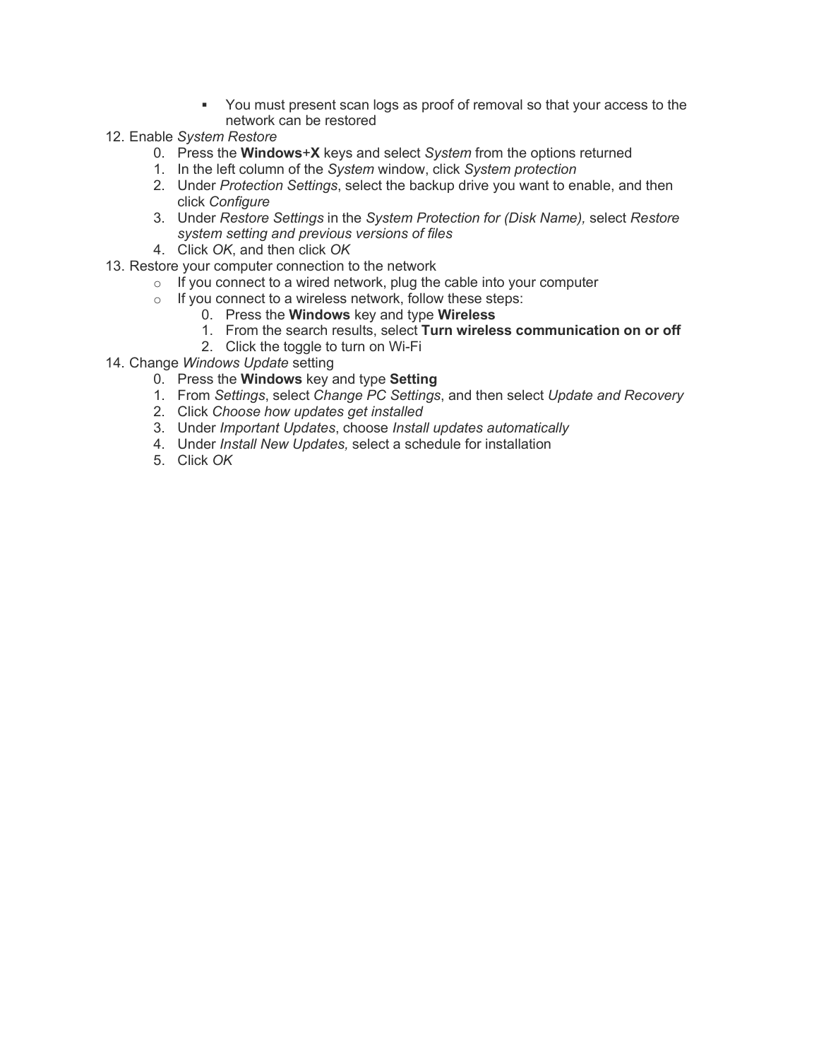- You must present scan logs as proof of removal so that your access to the network can be restored

12. Enable *System Restore*
    0. Press the **Windows**+**X** keys and select *System* from the options returned
    1. In the left column of the *System* window, click *System protection*
    2. Under *Protection Settings*, select the backup drive you want to enable, and then click *Configure*
    3. Under *Restore Settings* in the *System Protection for (Disk Name),* select *Restore system setting and previous versions of files*
    4. Click *OK*, and then click *OK*
13. Restore your computer connection to the network
    - If you connect to a wired network, plug the cable into your computer
    - If you connect to a wireless network, follow these steps:
        0. Press the **Windows** key and type **Wireless**
        1. From the search results, select **Turn wireless communication on or off**
        2. Click the toggle to turn on Wi-Fi
14. Change *Windows Update* setting
    0. Press the **Windows** key and type **Setting**
    1. From *Settings*, select *Change PC Settings*, and then select *Update and Recovery*
    2. Click *Choose how updates get installed*
    3. Under *Important Updates*, choose *Install updates automatically*
    4. Under *Install New Updates,* select a schedule for installation
    5. Click *OK*